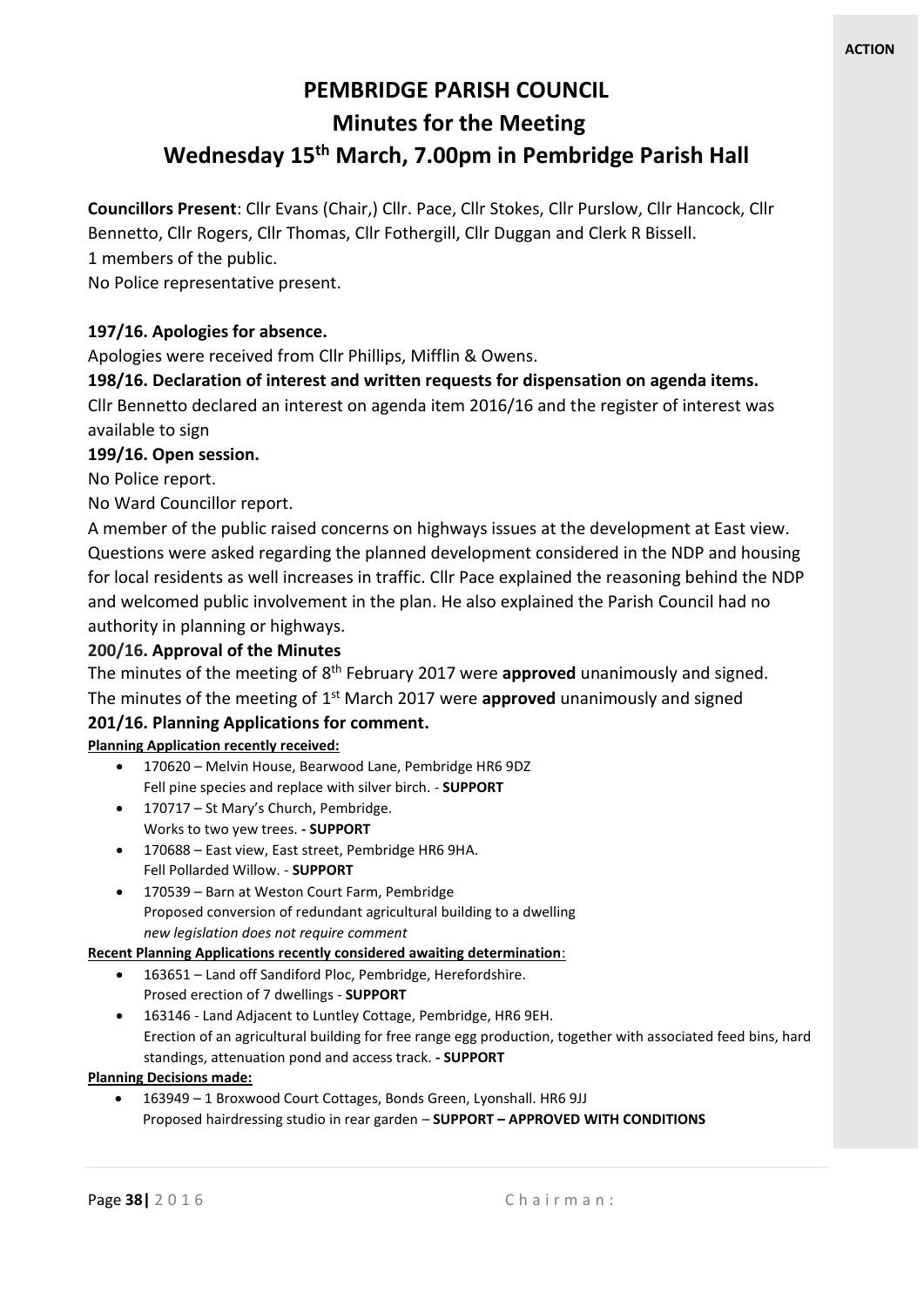**ACTION**

# PEMBRIDGE PARISH COUNCIL

## Minutes for the Meeting

## Wednesday 15th March, 7.00pm in Pembridge Parish Hall

**Councillors Present**: Cllr Evans (Chair,) Cllr. Pace, Cllr Stokes, Cllr Purslow, Cllr Hancock, Cllr Bennetto, Cllr Rogers, Cllr Thomas, Cllr Fothergill, Cllr Duggan and Clerk R Bissell.
1 members of the public.
No Police representative present.

**197/16. Apologies for absence.**

Apologies were received from Cllr Phillips, Mifflin & Owens.

**198/16. Declaration of interest and written requests for dispensation on agenda items.**

Cllr Bennetto declared an interest on agenda item 2016/16 and the register of interest was available to sign

**199/16. Open session.**

No Police report.

No Ward Councillor report.

A member of the public raised concerns on highways issues at the development at East view. Questions were asked regarding the planned development considered in the NDP and housing for local residents as well increases in traffic. Cllr Pace explained the reasoning behind the NDP and welcomed public involvement in the plan. He also explained the Parish Council had no authority in planning or highways.

**200/16. Approval of the Minutes**

The minutes of the meeting of 8th February 2017 were **approved** unanimously and signed.
The minutes of the meeting of 1st March 2017 were **approved** unanimously and signed

**201/16. Planning Applications for comment.**

**Planning Application recently received:**

- 170620 – Melvin House, Bearwood Lane, Pembridge HR6 9DZ
  Fell pine species and replace with silver birch. - **SUPPORT**
- 170717 – St Mary's Church, Pembridge.
  Works to two yew trees. **- SUPPORT**
- 170688 – East view, East street, Pembridge HR6 9HA.
  Fell Pollarded Willow. - **SUPPORT**
- 170539 – Barn at Weston Court Farm, Pembridge
  Proposed conversion of redundant agricultural building to a dwelling
  *new legislation does not require comment*

**Recent Planning Applications recently considered awaiting determination**:

- 163651 – Land off Sandiford Ploc, Pembridge, Herefordshire.
  Prosed erection of 7 dwellings - **SUPPORT**
- 163146 - Land Adjacent to Luntley Cottage, Pembridge, HR6 9EH.
  Erection of an agricultural building for free range egg production, together with associated feed bins, hard standings, attenuation pond and access track. **- SUPPORT**

**Planning Decisions made:**

- 163949 – 1 Broxwood Court Cottages, Bonds Green, Lyonshall. HR6 9JJ
  Proposed hairdressing studio in rear garden – **SUPPORT – APPROVED WITH CONDITIONS**

Chairman: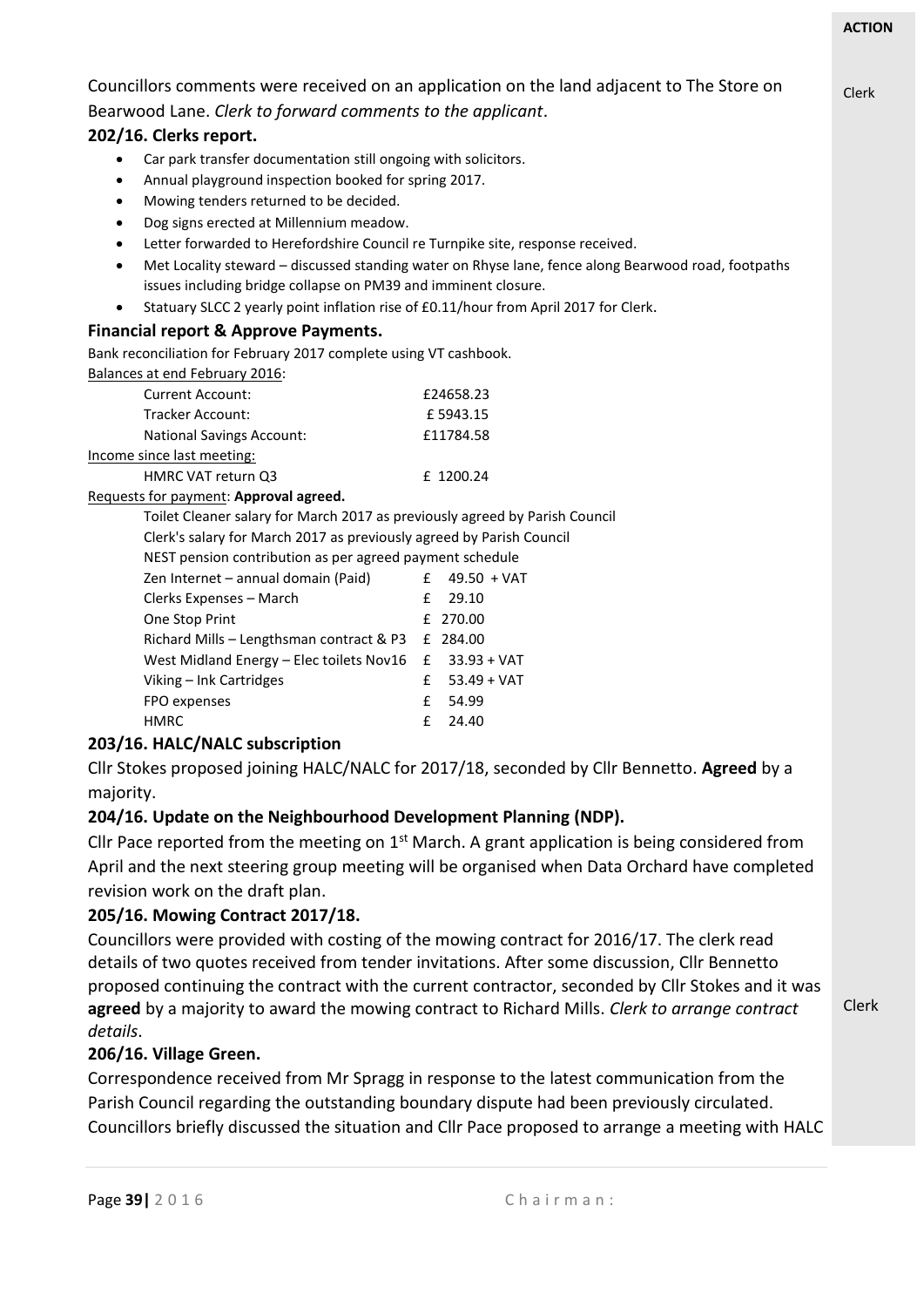**ACTION**

Councillors comments were received on an application on the land adjacent to The Store on Bearwood Lane. *Clerk to forward comments to the applicant*. — Clerk

**202/16. Clerks report.**

- Car park transfer documentation still ongoing with solicitors.
- Annual playground inspection booked for spring 2017.
- Mowing tenders returned to be decided.
- Dog signs erected at Millennium meadow.
- Letter forwarded to Herefordshire Council re Turnpike site, response received.
- Met Locality steward – discussed standing water on Rhyse lane, fence along Bearwood road, footpaths issues including bridge collapse on PM39 and imminent closure.
- Statuary SLCC 2 yearly point inflation rise of £0.11/hour from April 2017 for Clerk.

**Financial report & Approve Payments.**

Bank reconciliation for February 2017 complete using VT cashbook.

Balances at end February 2016:

| | |
|---|---|
| Current Account: | £24658.23 |
| Tracker Account: | £ 5943.15 |
| National Savings Account: | £11784.58 |

Income since last meeting:

| | |
|---|---|
| HMRC VAT return Q3 | £ 1200.24 |

Requests for payment: **Approval agreed.**

Toilet Cleaner salary for March 2017 as previously agreed by Parish Council

Clerk's salary for March 2017 as previously agreed by Parish Council

NEST pension contribution as per agreed payment schedule

| | |
|---|---|
| Zen Internet – annual domain (Paid) | £ 49.50 + VAT |
| Clerks Expenses – March | £ 29.10 |
| One Stop Print | £ 270.00 |
| Richard Mills – Lengthsman contract & P3 | £ 284.00 |
| West Midland Energy – Elec toilets Nov16 | £ 33.93 + VAT |
| Viking – Ink Cartridges | £ 53.49 + VAT |
| FPO expenses | £ 54.99 |
| HMRC | £ 24.40 |

**203/16. HALC/NALC subscription**

Cllr Stokes proposed joining HALC/NALC for 2017/18, seconded by Cllr Bennetto. **Agreed** by a majority.

**204/16. Update on the Neighbourhood Development Planning (NDP).**

Cllr Pace reported from the meeting on 1st March. A grant application is being considered from April and the next steering group meeting will be organised when Data Orchard have completed revision work on the draft plan.

**205/16. Mowing Contract 2017/18.**

Councillors were provided with costing of the mowing contract for 2016/17. The clerk read details of two quotes received from tender invitations. After some discussion, Cllr Bennetto proposed continuing the contract with the current contractor, seconded by Cllr Stokes and it was **agreed** by a majority to award the mowing contract to Richard Mills. *Clerk to arrange contract details*. — Clerk

**206/16. Village Green.**

Correspondence received from Mr Spragg in response to the latest communication from the Parish Council regarding the outstanding boundary dispute had been previously circulated. Councillors briefly discussed the situation and Cllr Pace proposed to arrange a meeting with HALC

Chairman: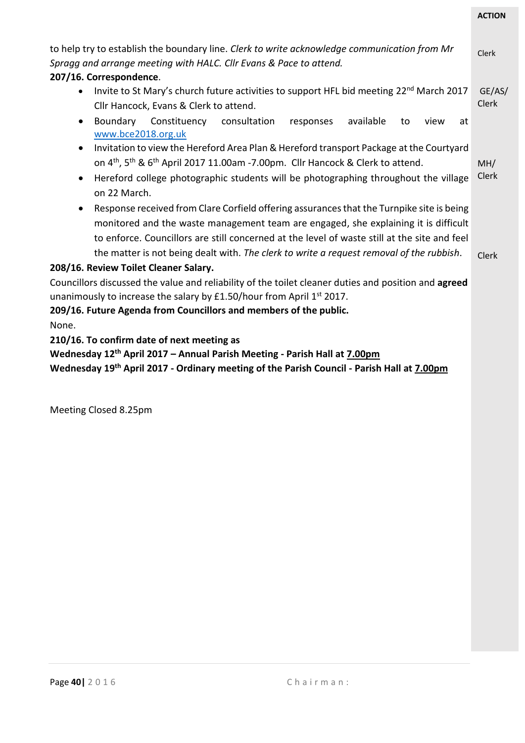ACTION

to help try to establish the boundary line. *Clerk to write acknowledge communication from Mr Spragg and arrange meeting with HALC. Cllr Evans & Pace to attend.* — Clerk

**207/16. Correspondence**.

- Invite to St Mary's church future activities to support HFL bid meeting 22nd March 2017 Cllr Hancock, Evans & Clerk to attend. — GE/AS/ Clerk
- Boundary Constituency consultation responses available to view at www.bce2018.org.uk
- Invitation to view the Hereford Area Plan & Hereford transport Package at the Courtyard on 4th, 5th & 6th April 2017 11.00am -7.00pm. Cllr Hancock & Clerk to attend. — MH/ Clerk
- Hereford college photographic students will be photographing throughout the village on 22 March.
- Response received from Clare Corfield offering assurances that the Turnpike site is being monitored and the waste management team are engaged, she explaining it is difficult to enforce. Councillors are still concerned at the level of waste still at the site and feel the matter is not being dealt with. *The clerk to write a request removal of the rubbish*. — Clerk

**208/16. Review Toilet Cleaner Salary.**

Councillors discussed the value and reliability of the toilet cleaner duties and position and **agreed** unanimously to increase the salary by £1.50/hour from April 1st 2017.

**209/16. Future Agenda from Councillors and members of the public.**

None.

**210/16. To confirm date of next meeting as**

**Wednesday 12th April 2017 – Annual Parish Meeting - Parish Hall at 7.00pm**

**Wednesday 19th April 2017 - Ordinary meeting of the Parish Council - Parish Hall at 7.00pm**

Meeting Closed 8.25pm

Chairman: